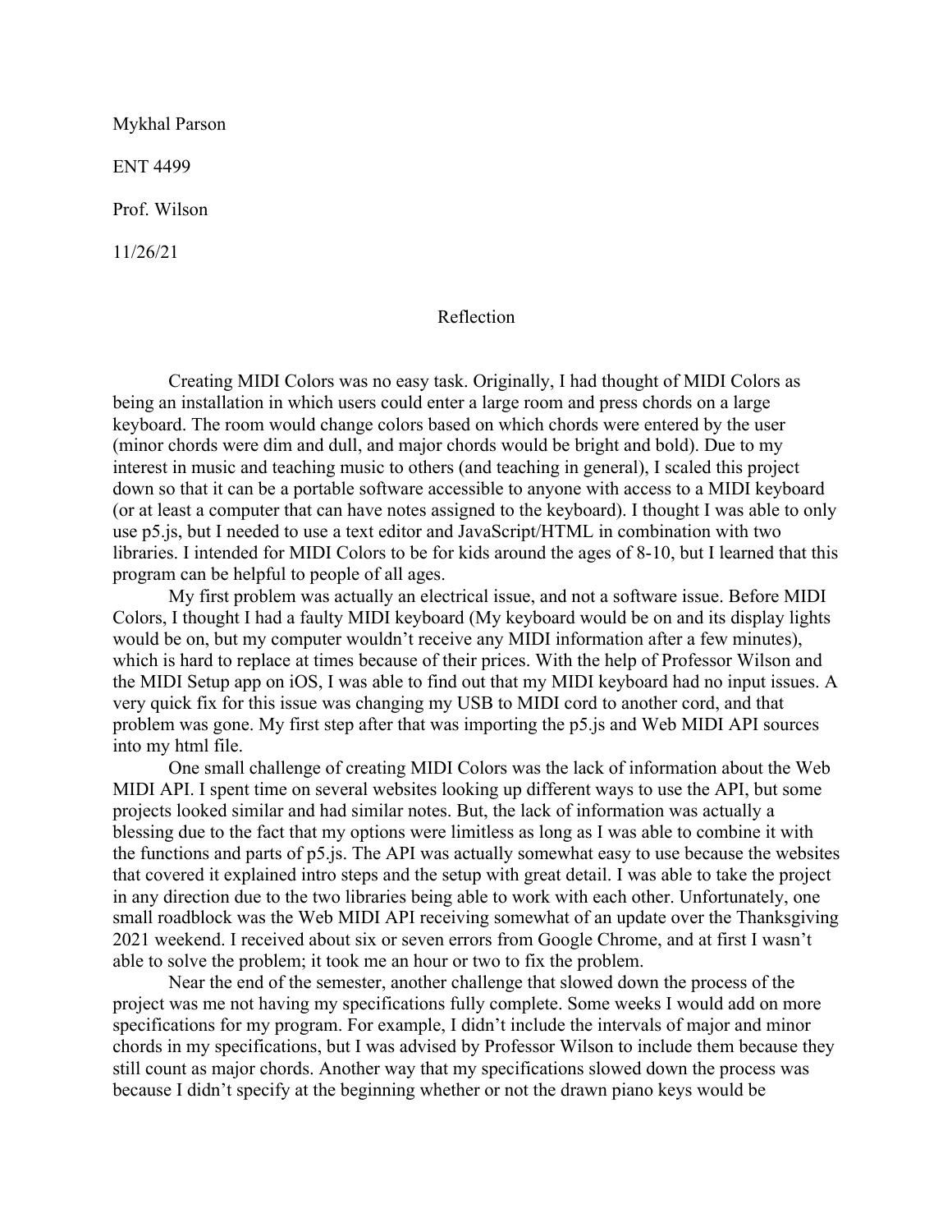Mykhal Parson

ENT 4499

Prof. Wilson

11/26/21

Reflection

Creating MIDI Colors was no easy task. Originally, I had thought of MIDI Colors as being an installation in which users could enter a large room and press chords on a large keyboard. The room would change colors based on which chords were entered by the user (minor chords were dim and dull, and major chords would be bright and bold). Due to my interest in music and teaching music to others (and teaching in general), I scaled this project down so that it can be a portable software accessible to anyone with access to a MIDI keyboard (or at least a computer that can have notes assigned to the keyboard). I thought I was able to only use p5.js, but I needed to use a text editor and JavaScript/HTML in combination with two libraries. I intended for MIDI Colors to be for kids around the ages of 8-10, but I learned that this program can be helpful to people of all ages.

My first problem was actually an electrical issue, and not a software issue. Before MIDI Colors, I thought I had a faulty MIDI keyboard (My keyboard would be on and its display lights would be on, but my computer wouldn't receive any MIDI information after a few minutes), which is hard to replace at times because of their prices. With the help of Professor Wilson and the MIDI Setup app on iOS, I was able to find out that my MIDI keyboard had no input issues. A very quick fix for this issue was changing my USB to MIDI cord to another cord, and that problem was gone. My first step after that was importing the p5.js and Web MIDI API sources into my html file.

One small challenge of creating MIDI Colors was the lack of information about the Web MIDI API. I spent time on several websites looking up different ways to use the API, but some projects looked similar and had similar notes. But, the lack of information was actually a blessing due to the fact that my options were limitless as long as I was able to combine it with the functions and parts of p5.js. The API was actually somewhat easy to use because the websites that covered it explained intro steps and the setup with great detail. I was able to take the project in any direction due to the two libraries being able to work with each other. Unfortunately, one small roadblock was the Web MIDI API receiving somewhat of an update over the Thanksgiving 2021 weekend. I received about six or seven errors from Google Chrome, and at first I wasn't able to solve the problem; it took me an hour or two to fix the problem.

Near the end of the semester, another challenge that slowed down the process of the project was me not having my specifications fully complete. Some weeks I would add on more specifications for my program. For example, I didn't include the intervals of major and minor chords in my specifications, but I was advised by Professor Wilson to include them because they still count as major chords. Another way that my specifications slowed down the process was because I didn't specify at the beginning whether or not the drawn piano keys would be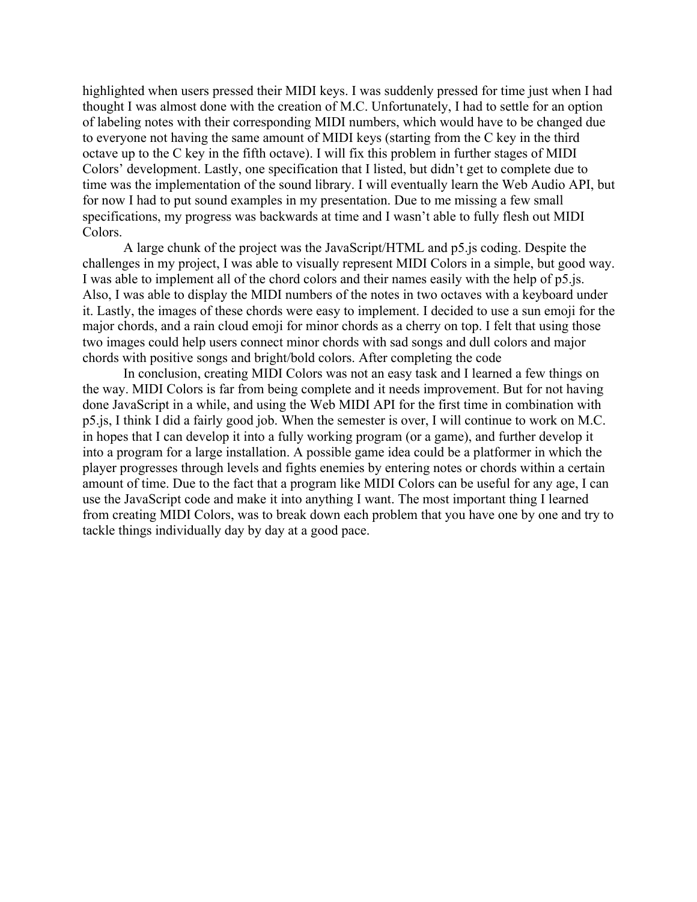highlighted when users pressed their MIDI keys. I was suddenly pressed for time just when I had thought I was almost done with the creation of M.C. Unfortunately, I had to settle for an option of labeling notes with their corresponding MIDI numbers, which would have to be changed due to everyone not having the same amount of MIDI keys (starting from the C key in the third octave up to the C key in the fifth octave). I will fix this problem in further stages of MIDI Colors' development. Lastly, one specification that I listed, but didn't get to complete due to time was the implementation of the sound library. I will eventually learn the Web Audio API, but for now I had to put sound examples in my presentation. Due to me missing a few small specifications, my progress was backwards at time and I wasn't able to fully flesh out MIDI Colors.

A large chunk of the project was the JavaScript/HTML and p5.js coding. Despite the challenges in my project, I was able to visually represent MIDI Colors in a simple, but good way. I was able to implement all of the chord colors and their names easily with the help of p5.js. Also, I was able to display the MIDI numbers of the notes in two octaves with a keyboard under it. Lastly, the images of these chords were easy to implement. I decided to use a sun emoji for the major chords, and a rain cloud emoji for minor chords as a cherry on top. I felt that using those two images could help users connect minor chords with sad songs and dull colors and major chords with positive songs and bright/bold colors. After completing the code

In conclusion, creating MIDI Colors was not an easy task and I learned a few things on the way. MIDI Colors is far from being complete and it needs improvement. But for not having done JavaScript in a while, and using the Web MIDI API for the first time in combination with p5.js, I think I did a fairly good job. When the semester is over, I will continue to work on M.C. in hopes that I can develop it into a fully working program (or a game), and further develop it into a program for a large installation. A possible game idea could be a platformer in which the player progresses through levels and fights enemies by entering notes or chords within a certain amount of time. Due to the fact that a program like MIDI Colors can be useful for any age, I can use the JavaScript code and make it into anything I want. The most important thing I learned from creating MIDI Colors, was to break down each problem that you have one by one and try to tackle things individually day by day at a good pace.